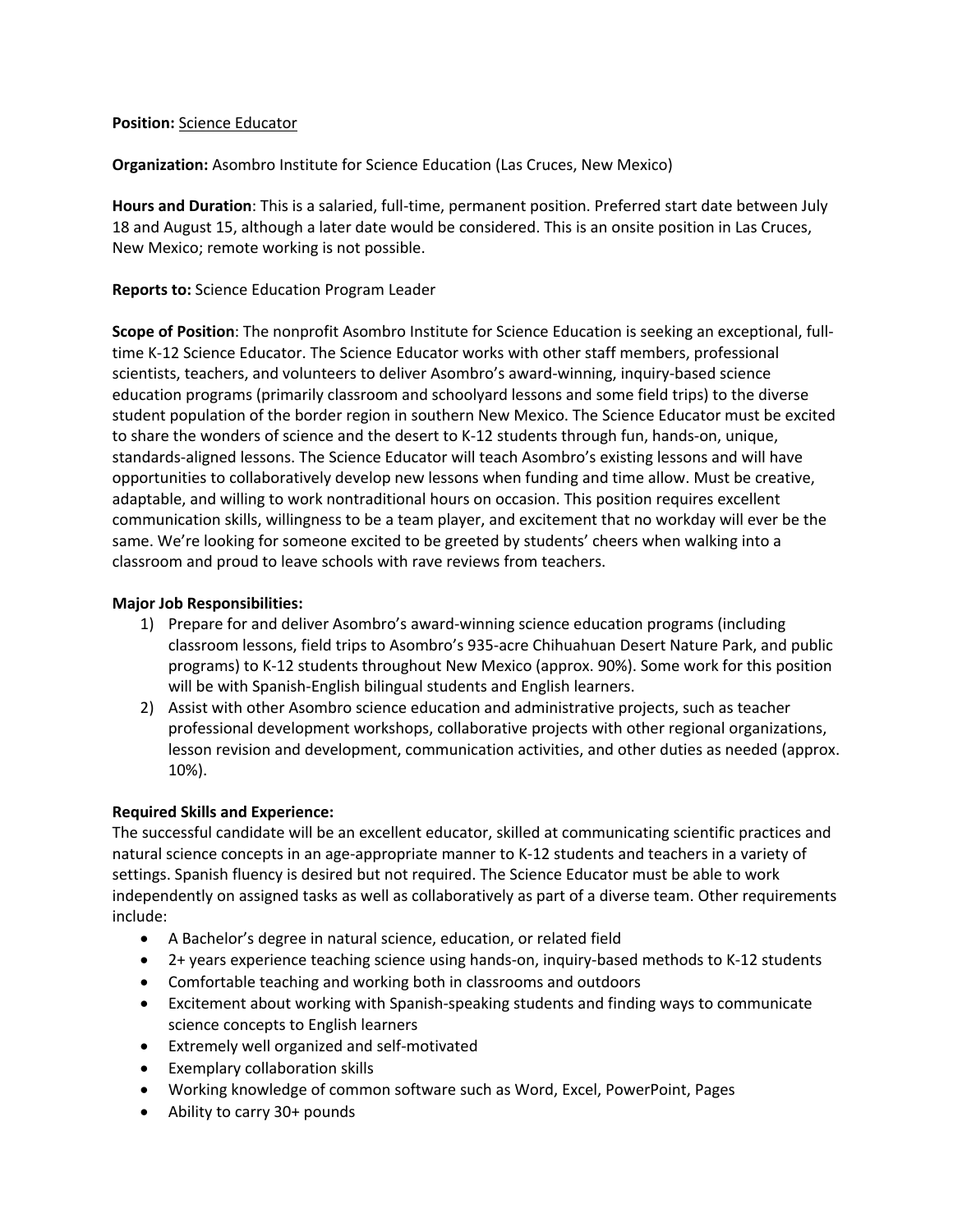**Position:** Science Educator

**Organization:** Asombro Institute for Science Education (Las Cruces, New Mexico)

**Hours and Duration**: This is a salaried, full-time, permanent position. Preferred start date between July 18 and August 15, although a later date would be considered. This is an onsite position in Las Cruces, New Mexico; remote working is not possible.

**Reports to:** Science Education Program Leader

**Scope of Position**: The nonprofit Asombro Institute for Science Education is seeking an exceptional, full-time K-12 Science Educator. The Science Educator works with other staff members, professional scientists, teachers, and volunteers to deliver Asombro's award-winning, inquiry-based science education programs (primarily classroom and schoolyard lessons and some field trips) to the diverse student population of the border region in southern New Mexico. The Science Educator must be excited to share the wonders of science and the desert to K-12 students through fun, hands-on, unique, standards-aligned lessons. The Science Educator will teach Asombro's existing lessons and will have opportunities to collaboratively develop new lessons when funding and time allow. Must be creative, adaptable, and willing to work nontraditional hours on occasion. This position requires excellent communication skills, willingness to be a team player, and excitement that no workday will ever be the same. We're looking for someone excited to be greeted by students' cheers when walking into a classroom and proud to leave schools with rave reviews from teachers.

**Major Job Responsibilities:**

1) Prepare for and deliver Asombro's award-winning science education programs (including classroom lessons, field trips to Asombro's 935-acre Chihuahuan Desert Nature Park, and public programs) to K-12 students throughout New Mexico (approx. 90%). Some work for this position will be with Spanish-English bilingual students and English learners.
2) Assist with other Asombro science education and administrative projects, such as teacher professional development workshops, collaborative projects with other regional organizations, lesson revision and development, communication activities, and other duties as needed (approx. 10%).

**Required Skills and Experience:**

The successful candidate will be an excellent educator, skilled at communicating scientific practices and natural science concepts in an age-appropriate manner to K-12 students and teachers in a variety of settings. Spanish fluency is desired but not required. The Science Educator must be able to work independently on assigned tasks as well as collaboratively as part of a diverse team. Other requirements include:

- A Bachelor's degree in natural science, education, or related field
- 2+ years experience teaching science using hands-on, inquiry-based methods to K-12 students
- Comfortable teaching and working both in classrooms and outdoors
- Excitement about working with Spanish-speaking students and finding ways to communicate science concepts to English learners
- Extremely well organized and self-motivated
- Exemplary collaboration skills
- Working knowledge of common software such as Word, Excel, PowerPoint, Pages
- Ability to carry 30+ pounds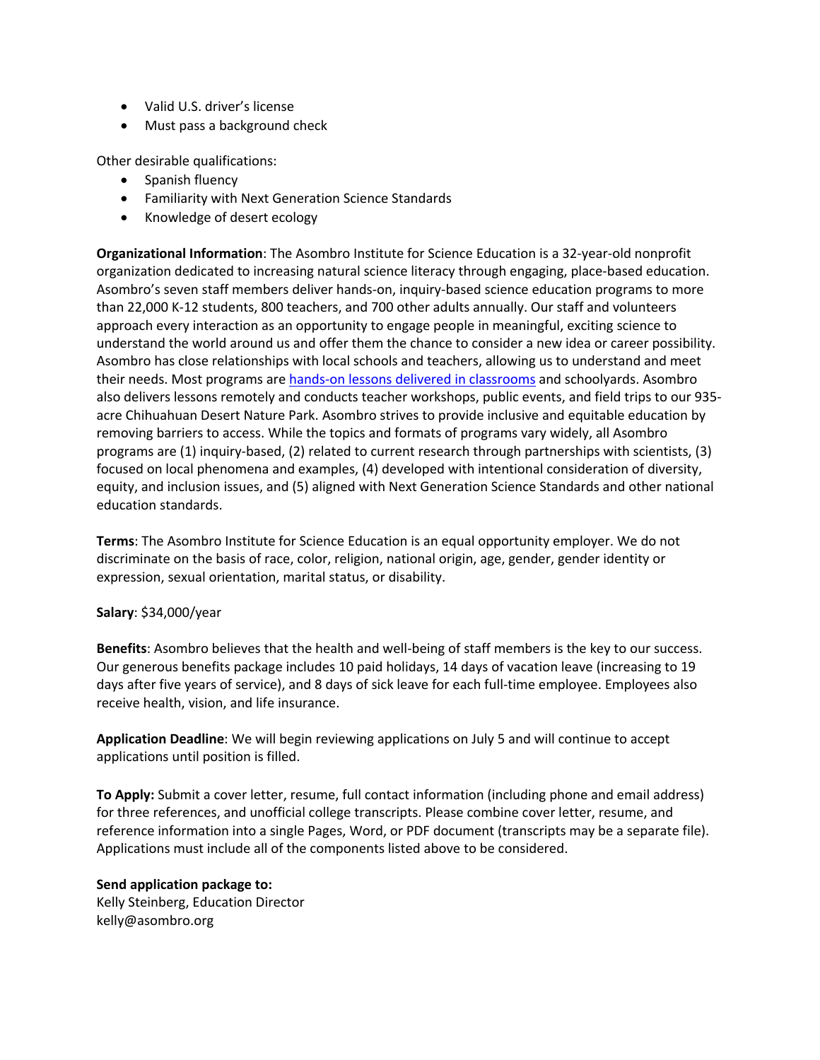- Valid U.S. driver's license
- Must pass a background check

Other desirable qualifications:

- Spanish fluency
- Familiarity with Next Generation Science Standards
- Knowledge of desert ecology

**Organizational Information**: The Asombro Institute for Science Education is a 32-year-old nonprofit organization dedicated to increasing natural science literacy through engaging, place-based education. Asombro's seven staff members deliver hands-on, inquiry-based science education programs to more than 22,000 K-12 students, 800 teachers, and 700 other adults annually. Our staff and volunteers approach every interaction as an opportunity to engage people in meaningful, exciting science to understand the world around us and offer them the chance to consider a new idea or career possibility. Asombro has close relationships with local schools and teachers, allowing us to understand and meet their needs. Most programs are hands-on lessons delivered in classrooms and schoolyards. Asombro also delivers lessons remotely and conducts teacher workshops, public events, and field trips to our 935-acre Chihuahuan Desert Nature Park. Asombro strives to provide inclusive and equitable education by removing barriers to access. While the topics and formats of programs vary widely, all Asombro programs are (1) inquiry-based, (2) related to current research through partnerships with scientists, (3) focused on local phenomena and examples, (4) developed with intentional consideration of diversity, equity, and inclusion issues, and (5) aligned with Next Generation Science Standards and other national education standards.

**Terms**: The Asombro Institute for Science Education is an equal opportunity employer. We do not discriminate on the basis of race, color, religion, national origin, age, gender, gender identity or expression, sexual orientation, marital status, or disability.

**Salary**: $34,000/year

**Benefits**: Asombro believes that the health and well-being of staff members is the key to our success. Our generous benefits package includes 10 paid holidays, 14 days of vacation leave (increasing to 19 days after five years of service), and 8 days of sick leave for each full-time employee. Employees also receive health, vision, and life insurance.

**Application Deadline**: We will begin reviewing applications on July 5 and will continue to accept applications until position is filled.

**To Apply:** Submit a cover letter, resume, full contact information (including phone and email address) for three references, and unofficial college transcripts. Please combine cover letter, resume, and reference information into a single Pages, Word, or PDF document (transcripts may be a separate file). Applications must include all of the components listed above to be considered.

**Send application package to:**
Kelly Steinberg, Education Director
kelly@asombro.org